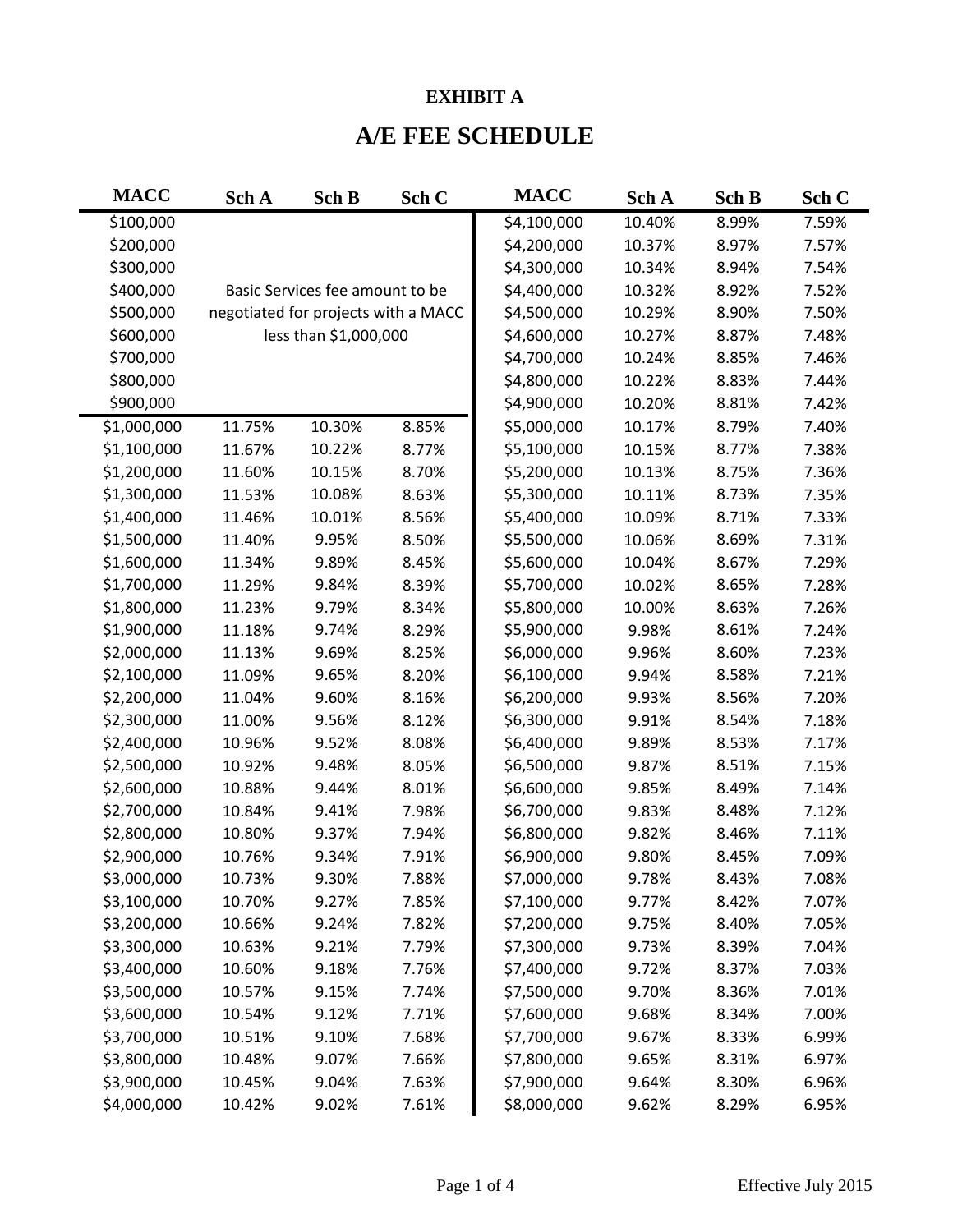**EXHIBIT A**

# A/E FEE SCHEDULE

| MACC | Sch A | Sch B | Sch C | MACC | Sch A | Sch B | Sch C |
|---|---|---|---|---|---|---|---|
| $100,000 | | | | $4,100,000 | 10.40% | 8.99% | 7.59% |
| $200,000 | | | | $4,200,000 | 10.37% | 8.97% | 7.57% |
| $300,000 | | | | $4,300,000 | 10.34% | 8.94% | 7.54% |
| $400,000 | Basic Services fee amount to be negotiated for projects with a MACC less than $1,000,000 | | | $4,400,000 | 10.32% | 8.92% | 7.52% |
| $500,000 | | | | $4,500,000 | 10.29% | 8.90% | 7.50% |
| $600,000 | | | | $4,600,000 | 10.27% | 8.87% | 7.48% |
| $700,000 | | | | $4,700,000 | 10.24% | 8.85% | 7.46% |
| $800,000 | | | | $4,800,000 | 10.22% | 8.83% | 7.44% |
| $900,000 | | | | $4,900,000 | 10.20% | 8.81% | 7.42% |
| $1,000,000 | 11.75% | 10.30% | 8.85% | $5,000,000 | 10.17% | 8.79% | 7.40% |
| $1,100,000 | 11.67% | 10.22% | 8.77% | $5,100,000 | 10.15% | 8.77% | 7.38% |
| $1,200,000 | 11.60% | 10.15% | 8.70% | $5,200,000 | 10.13% | 8.75% | 7.36% |
| $1,300,000 | 11.53% | 10.08% | 8.63% | $5,300,000 | 10.11% | 8.73% | 7.35% |
| $1,400,000 | 11.46% | 10.01% | 8.56% | $5,400,000 | 10.09% | 8.71% | 7.33% |
| $1,500,000 | 11.40% | 9.95% | 8.50% | $5,500,000 | 10.06% | 8.69% | 7.31% |
| $1,600,000 | 11.34% | 9.89% | 8.45% | $5,600,000 | 10.04% | 8.67% | 7.29% |
| $1,700,000 | 11.29% | 9.84% | 8.39% | $5,700,000 | 10.02% | 8.65% | 7.28% |
| $1,800,000 | 11.23% | 9.79% | 8.34% | $5,800,000 | 10.00% | 8.63% | 7.26% |
| $1,900,000 | 11.18% | 9.74% | 8.29% | $5,900,000 | 9.98% | 8.61% | 7.24% |
| $2,000,000 | 11.13% | 9.69% | 8.25% | $6,000,000 | 9.96% | 8.60% | 7.23% |
| $2,100,000 | 11.09% | 9.65% | 8.20% | $6,100,000 | 9.94% | 8.58% | 7.21% |
| $2,200,000 | 11.04% | 9.60% | 8.16% | $6,200,000 | 9.93% | 8.56% | 7.20% |
| $2,300,000 | 11.00% | 9.56% | 8.12% | $6,300,000 | 9.91% | 8.54% | 7.18% |
| $2,400,000 | 10.96% | 9.52% | 8.08% | $6,400,000 | 9.89% | 8.53% | 7.17% |
| $2,500,000 | 10.92% | 9.48% | 8.05% | $6,500,000 | 9.87% | 8.51% | 7.15% |
| $2,600,000 | 10.88% | 9.44% | 8.01% | $6,600,000 | 9.85% | 8.49% | 7.14% |
| $2,700,000 | 10.84% | 9.41% | 7.98% | $6,700,000 | 9.83% | 8.48% | 7.12% |
| $2,800,000 | 10.80% | 9.37% | 7.94% | $6,800,000 | 9.82% | 8.46% | 7.11% |
| $2,900,000 | 10.76% | 9.34% | 7.91% | $6,900,000 | 9.80% | 8.45% | 7.09% |
| $3,000,000 | 10.73% | 9.30% | 7.88% | $7,000,000 | 9.78% | 8.43% | 7.08% |
| $3,100,000 | 10.70% | 9.27% | 7.85% | $7,100,000 | 9.77% | 8.42% | 7.07% |
| $3,200,000 | 10.66% | 9.24% | 7.82% | $7,200,000 | 9.75% | 8.40% | 7.05% |
| $3,300,000 | 10.63% | 9.21% | 7.79% | $7,300,000 | 9.73% | 8.39% | 7.04% |
| $3,400,000 | 10.60% | 9.18% | 7.76% | $7,400,000 | 9.72% | 8.37% | 7.03% |
| $3,500,000 | 10.57% | 9.15% | 7.74% | $7,500,000 | 9.70% | 8.36% | 7.01% |
| $3,600,000 | 10.54% | 9.12% | 7.71% | $7,600,000 | 9.68% | 8.34% | 7.00% |
| $3,700,000 | 10.51% | 9.10% | 7.68% | $7,700,000 | 9.67% | 8.33% | 6.99% |
| $3,800,000 | 10.48% | 9.07% | 7.66% | $7,800,000 | 9.65% | 8.31% | 6.97% |
| $3,900,000 | 10.45% | 9.04% | 7.63% | $7,900,000 | 9.64% | 8.30% | 6.96% |
| $4,000,000 | 10.42% | 9.02% | 7.61% | $8,000,000 | 9.62% | 8.29% | 6.95% |

Effective July 2015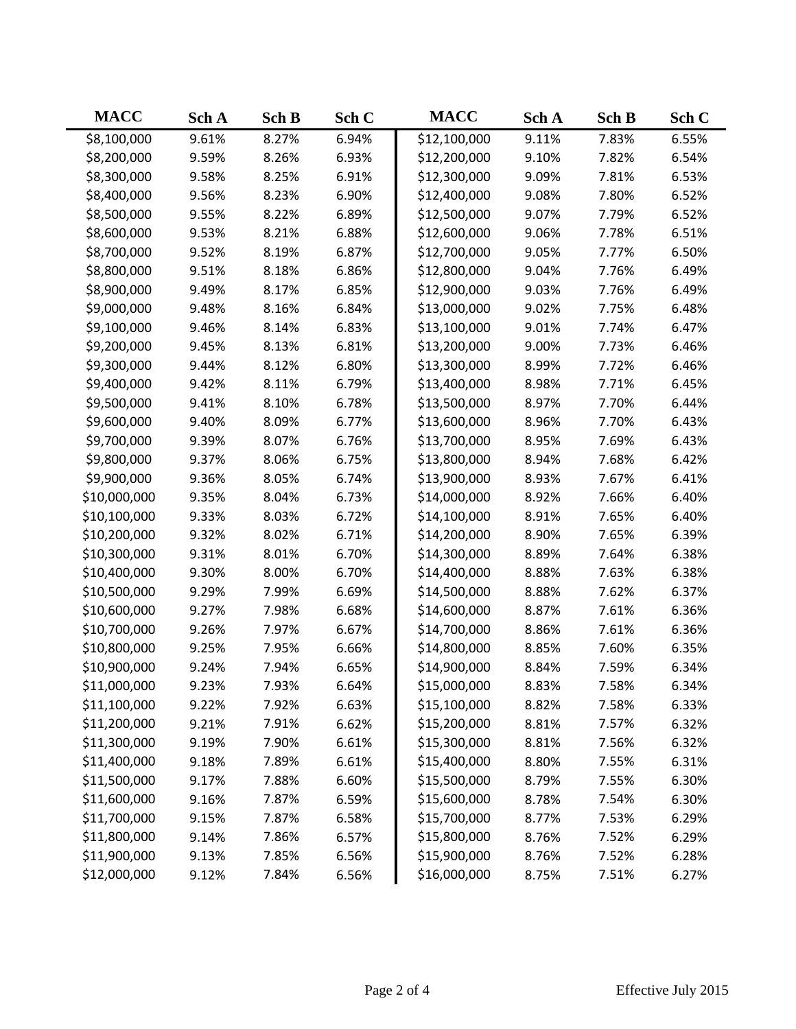| MACC | Sch A | Sch B | Sch C | MACC | Sch A | Sch B | Sch C |
|---|---|---|---|---|---|---|---|
| $8,100,000 | 9.61% | 8.27% | 6.94% | $12,100,000 | 9.11% | 7.83% | 6.55% |
| $8,200,000 | 9.59% | 8.26% | 6.93% | $12,200,000 | 9.10% | 7.82% | 6.54% |
| $8,300,000 | 9.58% | 8.25% | 6.91% | $12,300,000 | 9.09% | 7.81% | 6.53% |
| $8,400,000 | 9.56% | 8.23% | 6.90% | $12,400,000 | 9.08% | 7.80% | 6.52% |
| $8,500,000 | 9.55% | 8.22% | 6.89% | $12,500,000 | 9.07% | 7.79% | 6.52% |
| $8,600,000 | 9.53% | 8.21% | 6.88% | $12,600,000 | 9.06% | 7.78% | 6.51% |
| $8,700,000 | 9.52% | 8.19% | 6.87% | $12,700,000 | 9.05% | 7.77% | 6.50% |
| $8,800,000 | 9.51% | 8.18% | 6.86% | $12,800,000 | 9.04% | 7.76% | 6.49% |
| $8,900,000 | 9.49% | 8.17% | 6.85% | $12,900,000 | 9.03% | 7.76% | 6.49% |
| $9,000,000 | 9.48% | 8.16% | 6.84% | $13,000,000 | 9.02% | 7.75% | 6.48% |
| $9,100,000 | 9.46% | 8.14% | 6.83% | $13,100,000 | 9.01% | 7.74% | 6.47% |
| $9,200,000 | 9.45% | 8.13% | 6.81% | $13,200,000 | 9.00% | 7.73% | 6.46% |
| $9,300,000 | 9.44% | 8.12% | 6.80% | $13,300,000 | 8.99% | 7.72% | 6.46% |
| $9,400,000 | 9.42% | 8.11% | 6.79% | $13,400,000 | 8.98% | 7.71% | 6.45% |
| $9,500,000 | 9.41% | 8.10% | 6.78% | $13,500,000 | 8.97% | 7.70% | 6.44% |
| $9,600,000 | 9.40% | 8.09% | 6.77% | $13,600,000 | 8.96% | 7.70% | 6.43% |
| $9,700,000 | 9.39% | 8.07% | 6.76% | $13,700,000 | 8.95% | 7.69% | 6.43% |
| $9,800,000 | 9.37% | 8.06% | 6.75% | $13,800,000 | 8.94% | 7.68% | 6.42% |
| $9,900,000 | 9.36% | 8.05% | 6.74% | $13,900,000 | 8.93% | 7.67% | 6.41% |
| $10,000,000 | 9.35% | 8.04% | 6.73% | $14,000,000 | 8.92% | 7.66% | 6.40% |
| $10,100,000 | 9.33% | 8.03% | 6.72% | $14,100,000 | 8.91% | 7.65% | 6.40% |
| $10,200,000 | 9.32% | 8.02% | 6.71% | $14,200,000 | 8.90% | 7.65% | 6.39% |
| $10,300,000 | 9.31% | 8.01% | 6.70% | $14,300,000 | 8.89% | 7.64% | 6.38% |
| $10,400,000 | 9.30% | 8.00% | 6.70% | $14,400,000 | 8.88% | 7.63% | 6.38% |
| $10,500,000 | 9.29% | 7.99% | 6.69% | $14,500,000 | 8.88% | 7.62% | 6.37% |
| $10,600,000 | 9.27% | 7.98% | 6.68% | $14,600,000 | 8.87% | 7.61% | 6.36% |
| $10,700,000 | 9.26% | 7.97% | 6.67% | $14,700,000 | 8.86% | 7.61% | 6.36% |
| $10,800,000 | 9.25% | 7.95% | 6.66% | $14,800,000 | 8.85% | 7.60% | 6.35% |
| $10,900,000 | 9.24% | 7.94% | 6.65% | $14,900,000 | 8.84% | 7.59% | 6.34% |
| $11,000,000 | 9.23% | 7.93% | 6.64% | $15,000,000 | 8.83% | 7.58% | 6.34% |
| $11,100,000 | 9.22% | 7.92% | 6.63% | $15,100,000 | 8.82% | 7.58% | 6.33% |
| $11,200,000 | 9.21% | 7.91% | 6.62% | $15,200,000 | 8.81% | 7.57% | 6.32% |
| $11,300,000 | 9.19% | 7.90% | 6.61% | $15,300,000 | 8.81% | 7.56% | 6.32% |
| $11,400,000 | 9.18% | 7.89% | 6.61% | $15,400,000 | 8.80% | 7.55% | 6.31% |
| $11,500,000 | 9.17% | 7.88% | 6.60% | $15,500,000 | 8.79% | 7.55% | 6.30% |
| $11,600,000 | 9.16% | 7.87% | 6.59% | $15,600,000 | 8.78% | 7.54% | 6.30% |
| $11,700,000 | 9.15% | 7.87% | 6.58% | $15,700,000 | 8.77% | 7.53% | 6.29% |
| $11,800,000 | 9.14% | 7.86% | 6.57% | $15,800,000 | 8.76% | 7.52% | 6.29% |
| $11,900,000 | 9.13% | 7.85% | 6.56% | $15,900,000 | 8.76% | 7.52% | 6.28% |
| $12,000,000 | 9.12% | 7.84% | 6.56% | $16,000,000 | 8.75% | 7.51% | 6.27% |

Effective July 2015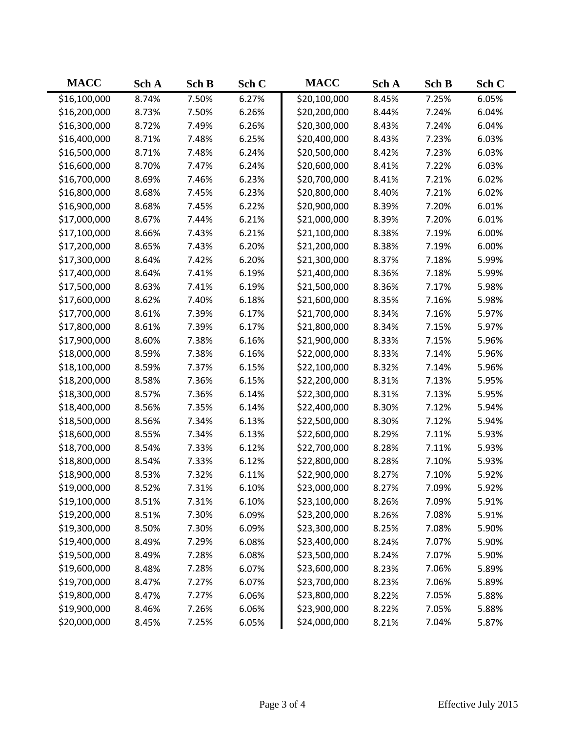| MACC | Sch A | Sch B | Sch C | MACC | Sch A | Sch B | Sch C |
|---|---|---|---|---|---|---|---|
| $16,100,000 | 8.74% | 7.50% | 6.27% | $20,100,000 | 8.45% | 7.25% | 6.05% |
| $16,200,000 | 8.73% | 7.50% | 6.26% | $20,200,000 | 8.44% | 7.24% | 6.04% |
| $16,300,000 | 8.72% | 7.49% | 6.26% | $20,300,000 | 8.43% | 7.24% | 6.04% |
| $16,400,000 | 8.71% | 7.48% | 6.25% | $20,400,000 | 8.43% | 7.23% | 6.03% |
| $16,500,000 | 8.71% | 7.48% | 6.24% | $20,500,000 | 8.42% | 7.23% | 6.03% |
| $16,600,000 | 8.70% | 7.47% | 6.24% | $20,600,000 | 8.41% | 7.22% | 6.03% |
| $16,700,000 | 8.69% | 7.46% | 6.23% | $20,700,000 | 8.41% | 7.21% | 6.02% |
| $16,800,000 | 8.68% | 7.45% | 6.23% | $20,800,000 | 8.40% | 7.21% | 6.02% |
| $16,900,000 | 8.68% | 7.45% | 6.22% | $20,900,000 | 8.39% | 7.20% | 6.01% |
| $17,000,000 | 8.67% | 7.44% | 6.21% | $21,000,000 | 8.39% | 7.20% | 6.01% |
| $17,100,000 | 8.66% | 7.43% | 6.21% | $21,100,000 | 8.38% | 7.19% | 6.00% |
| $17,200,000 | 8.65% | 7.43% | 6.20% | $21,200,000 | 8.38% | 7.19% | 6.00% |
| $17,300,000 | 8.64% | 7.42% | 6.20% | $21,300,000 | 8.37% | 7.18% | 5.99% |
| $17,400,000 | 8.64% | 7.41% | 6.19% | $21,400,000 | 8.36% | 7.18% | 5.99% |
| $17,500,000 | 8.63% | 7.41% | 6.19% | $21,500,000 | 8.36% | 7.17% | 5.98% |
| $17,600,000 | 8.62% | 7.40% | 6.18% | $21,600,000 | 8.35% | 7.16% | 5.98% |
| $17,700,000 | 8.61% | 7.39% | 6.17% | $21,700,000 | 8.34% | 7.16% | 5.97% |
| $17,800,000 | 8.61% | 7.39% | 6.17% | $21,800,000 | 8.34% | 7.15% | 5.97% |
| $17,900,000 | 8.60% | 7.38% | 6.16% | $21,900,000 | 8.33% | 7.15% | 5.96% |
| $18,000,000 | 8.59% | 7.38% | 6.16% | $22,000,000 | 8.33% | 7.14% | 5.96% |
| $18,100,000 | 8.59% | 7.37% | 6.15% | $22,100,000 | 8.32% | 7.14% | 5.96% |
| $18,200,000 | 8.58% | 7.36% | 6.15% | $22,200,000 | 8.31% | 7.13% | 5.95% |
| $18,300,000 | 8.57% | 7.36% | 6.14% | $22,300,000 | 8.31% | 7.13% | 5.95% |
| $18,400,000 | 8.56% | 7.35% | 6.14% | $22,400,000 | 8.30% | 7.12% | 5.94% |
| $18,500,000 | 8.56% | 7.34% | 6.13% | $22,500,000 | 8.30% | 7.12% | 5.94% |
| $18,600,000 | 8.55% | 7.34% | 6.13% | $22,600,000 | 8.29% | 7.11% | 5.93% |
| $18,700,000 | 8.54% | 7.33% | 6.12% | $22,700,000 | 8.28% | 7.11% | 5.93% |
| $18,800,000 | 8.54% | 7.33% | 6.12% | $22,800,000 | 8.28% | 7.10% | 5.93% |
| $18,900,000 | 8.53% | 7.32% | 6.11% | $22,900,000 | 8.27% | 7.10% | 5.92% |
| $19,000,000 | 8.52% | 7.31% | 6.10% | $23,000,000 | 8.27% | 7.09% | 5.92% |
| $19,100,000 | 8.51% | 7.31% | 6.10% | $23,100,000 | 8.26% | 7.09% | 5.91% |
| $19,200,000 | 8.51% | 7.30% | 6.09% | $23,200,000 | 8.26% | 7.08% | 5.91% |
| $19,300,000 | 8.50% | 7.30% | 6.09% | $23,300,000 | 8.25% | 7.08% | 5.90% |
| $19,400,000 | 8.49% | 7.29% | 6.08% | $23,400,000 | 8.24% | 7.07% | 5.90% |
| $19,500,000 | 8.49% | 7.28% | 6.08% | $23,500,000 | 8.24% | 7.07% | 5.90% |
| $19,600,000 | 8.48% | 7.28% | 6.07% | $23,600,000 | 8.23% | 7.06% | 5.89% |
| $19,700,000 | 8.47% | 7.27% | 6.07% | $23,700,000 | 8.23% | 7.06% | 5.89% |
| $19,800,000 | 8.47% | 7.27% | 6.06% | $23,800,000 | 8.22% | 7.05% | 5.88% |
| $19,900,000 | 8.46% | 7.26% | 6.06% | $23,900,000 | 8.22% | 7.05% | 5.88% |
| $20,000,000 | 8.45% | 7.25% | 6.05% | $24,000,000 | 8.21% | 7.04% | 5.87% |

Effective July 2015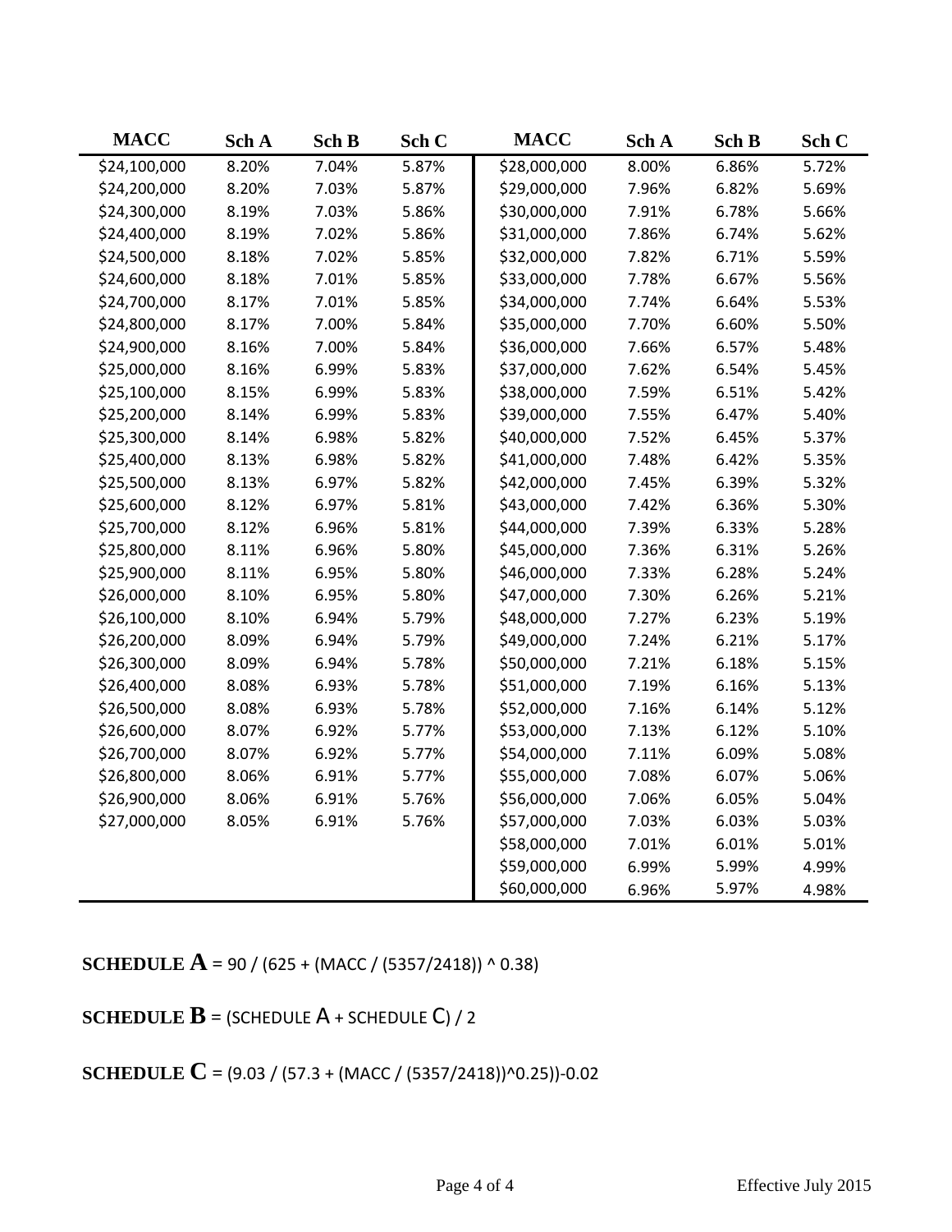| MACC | Sch A | Sch B | Sch C | MACC | Sch A | Sch B | Sch C |
|---|---|---|---|---|---|---|---|
| $24,100,000 | 8.20% | 7.04% | 5.87% | $28,000,000 | 8.00% | 6.86% | 5.72% |
| $24,200,000 | 8.20% | 7.03% | 5.87% | $29,000,000 | 7.96% | 6.82% | 5.69% |
| $24,300,000 | 8.19% | 7.03% | 5.86% | $30,000,000 | 7.91% | 6.78% | 5.66% |
| $24,400,000 | 8.19% | 7.02% | 5.86% | $31,000,000 | 7.86% | 6.74% | 5.62% |
| $24,500,000 | 8.18% | 7.02% | 5.85% | $32,000,000 | 7.82% | 6.71% | 5.59% |
| $24,600,000 | 8.18% | 7.01% | 5.85% | $33,000,000 | 7.78% | 6.67% | 5.56% |
| $24,700,000 | 8.17% | 7.01% | 5.85% | $34,000,000 | 7.74% | 6.64% | 5.53% |
| $24,800,000 | 8.17% | 7.00% | 5.84% | $35,000,000 | 7.70% | 6.60% | 5.50% |
| $24,900,000 | 8.16% | 7.00% | 5.84% | $36,000,000 | 7.66% | 6.57% | 5.48% |
| $25,000,000 | 8.16% | 6.99% | 5.83% | $37,000,000 | 7.62% | 6.54% | 5.45% |
| $25,100,000 | 8.15% | 6.99% | 5.83% | $38,000,000 | 7.59% | 6.51% | 5.42% |
| $25,200,000 | 8.14% | 6.99% | 5.83% | $39,000,000 | 7.55% | 6.47% | 5.40% |
| $25,300,000 | 8.14% | 6.98% | 5.82% | $40,000,000 | 7.52% | 6.45% | 5.37% |
| $25,400,000 | 8.13% | 6.98% | 5.82% | $41,000,000 | 7.48% | 6.42% | 5.35% |
| $25,500,000 | 8.13% | 6.97% | 5.82% | $42,000,000 | 7.45% | 6.39% | 5.32% |
| $25,600,000 | 8.12% | 6.97% | 5.81% | $43,000,000 | 7.42% | 6.36% | 5.30% |
| $25,700,000 | 8.12% | 6.96% | 5.81% | $44,000,000 | 7.39% | 6.33% | 5.28% |
| $25,800,000 | 8.11% | 6.96% | 5.80% | $45,000,000 | 7.36% | 6.31% | 5.26% |
| $25,900,000 | 8.11% | 6.95% | 5.80% | $46,000,000 | 7.33% | 6.28% | 5.24% |
| $26,000,000 | 8.10% | 6.95% | 5.80% | $47,000,000 | 7.30% | 6.26% | 5.21% |
| $26,100,000 | 8.10% | 6.94% | 5.79% | $48,000,000 | 7.27% | 6.23% | 5.19% |
| $26,200,000 | 8.09% | 6.94% | 5.79% | $49,000,000 | 7.24% | 6.21% | 5.17% |
| $26,300,000 | 8.09% | 6.94% | 5.78% | $50,000,000 | 7.21% | 6.18% | 5.15% |
| $26,400,000 | 8.08% | 6.93% | 5.78% | $51,000,000 | 7.19% | 6.16% | 5.13% |
| $26,500,000 | 8.08% | 6.93% | 5.78% | $52,000,000 | 7.16% | 6.14% | 5.12% |
| $26,600,000 | 8.07% | 6.92% | 5.77% | $53,000,000 | 7.13% | 6.12% | 5.10% |
| $26,700,000 | 8.07% | 6.92% | 5.77% | $54,000,000 | 7.11% | 6.09% | 5.08% |
| $26,800,000 | 8.06% | 6.91% | 5.77% | $55,000,000 | 7.08% | 6.07% | 5.06% |
| $26,900,000 | 8.06% | 6.91% | 5.76% | $56,000,000 | 7.06% | 6.05% | 5.04% |
| $27,000,000 | 8.05% | 6.91% | 5.76% | $57,000,000 | 7.03% | 6.03% | 5.03% |
| | | | | $58,000,000 | 7.01% | 6.01% | 5.01% |
| | | | | $59,000,000 | 6.99% | 5.99% | 4.99% |
| | | | | $60,000,000 | 6.96% | 5.97% | 4.98% |

**SCHEDULE A** = 90 / (625 + (MACC / (5357/2418)) ^ 0.38)

**SCHEDULE B** = (SCHEDULE A + SCHEDULE C) / 2

**SCHEDULE C** = (9.03 / (57.3 + (MACC / (5357/2418))^0.25))-0.02

Effective July 2015